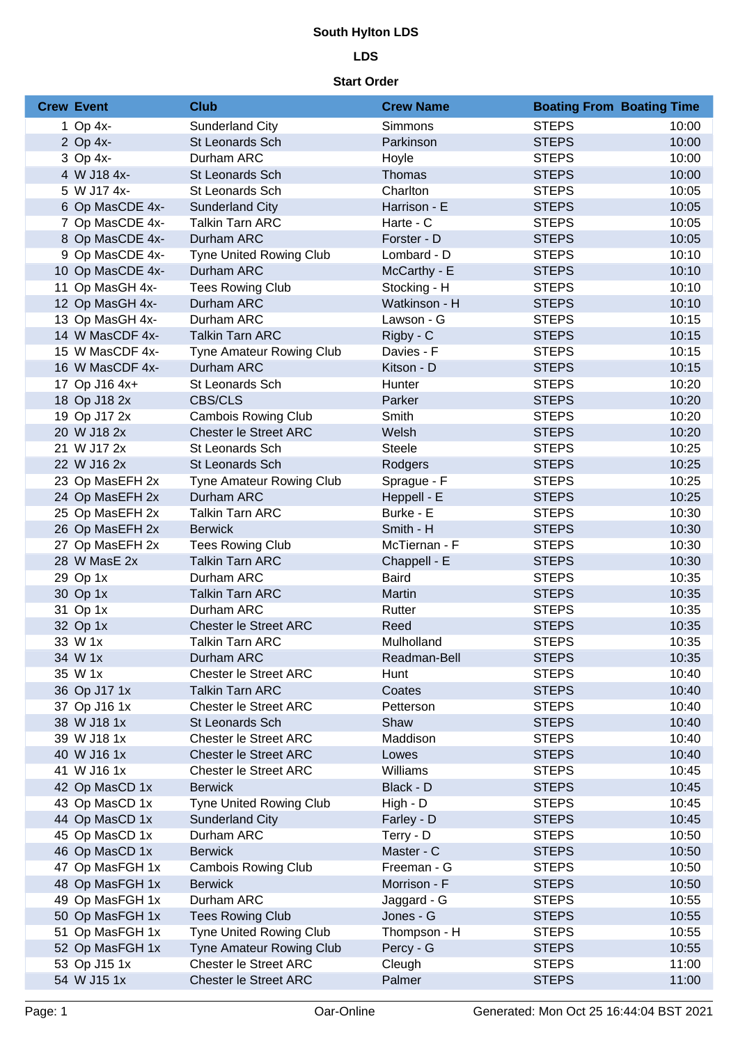**South Hylton LDS**

**LDS**

**Start Order**

| Crew | Event | Club | Crew Name | Boating From | Boating Time |
|---|---|---|---|---|---|
| 1 | Op 4x- | Sunderland City | Simmons | STEPS | 10:00 |
| 2 | Op 4x- | St Leonards Sch | Parkinson | STEPS | 10:00 |
| 3 | Op 4x- | Durham ARC | Hoyle | STEPS | 10:00 |
| 4 | W J18 4x- | St Leonards Sch | Thomas | STEPS | 10:00 |
| 5 | W J17 4x- | St Leonards Sch | Charlton | STEPS | 10:05 |
| 6 | Op MasCDE 4x- | Sunderland City | Harrison - E | STEPS | 10:05 |
| 7 | Op MasCDE 4x- | Talkin Tarn ARC | Harte - C | STEPS | 10:05 |
| 8 | Op MasCDE 4x- | Durham ARC | Forster - D | STEPS | 10:05 |
| 9 | Op MasCDE 4x- | Tyne United Rowing Club | Lombard - D | STEPS | 10:10 |
| 10 | Op MasCDE 4x- | Durham ARC | McCarthy - E | STEPS | 10:10 |
| 11 | Op MasGH 4x- | Tees Rowing Club | Stocking - H | STEPS | 10:10 |
| 12 | Op MasGH 4x- | Durham ARC | Watkinson - H | STEPS | 10:10 |
| 13 | Op MasGH 4x- | Durham ARC | Lawson - G | STEPS | 10:15 |
| 14 | W MasCDF 4x- | Talkin Tarn ARC | Rigby - C | STEPS | 10:15 |
| 15 | W MasCDF 4x- | Tyne Amateur Rowing Club | Davies - F | STEPS | 10:15 |
| 16 | W MasCDF 4x- | Durham ARC | Kitson - D | STEPS | 10:15 |
| 17 | Op J16 4x+ | St Leonards Sch | Hunter | STEPS | 10:20 |
| 18 | Op J18 2x | CBS/CLS | Parker | STEPS | 10:20 |
| 19 | Op J17 2x | Cambois Rowing Club | Smith | STEPS | 10:20 |
| 20 | W J18 2x | Chester le Street ARC | Welsh | STEPS | 10:20 |
| 21 | W J17 2x | St Leonards Sch | Steele | STEPS | 10:25 |
| 22 | W J16 2x | St Leonards Sch | Rodgers | STEPS | 10:25 |
| 23 | Op MasEFH 2x | Tyne Amateur Rowing Club | Sprague - F | STEPS | 10:25 |
| 24 | Op MasEFH 2x | Durham ARC | Heppell - E | STEPS | 10:25 |
| 25 | Op MasEFH 2x | Talkin Tarn ARC | Burke - E | STEPS | 10:30 |
| 26 | Op MasEFH 2x | Berwick | Smith - H | STEPS | 10:30 |
| 27 | Op MasEFH 2x | Tees Rowing Club | McTiernan - F | STEPS | 10:30 |
| 28 | W MasE 2x | Talkin Tarn ARC | Chappell - E | STEPS | 10:30 |
| 29 | Op 1x | Durham ARC | Baird | STEPS | 10:35 |
| 30 | Op 1x | Talkin Tarn ARC | Martin | STEPS | 10:35 |
| 31 | Op 1x | Durham ARC | Rutter | STEPS | 10:35 |
| 32 | Op 1x | Chester le Street ARC | Reed | STEPS | 10:35 |
| 33 | W 1x | Talkin Tarn ARC | Mulholland | STEPS | 10:35 |
| 34 | W 1x | Durham ARC | Readman-Bell | STEPS | 10:35 |
| 35 | W 1x | Chester le Street ARC | Hunt | STEPS | 10:40 |
| 36 | Op J17 1x | Talkin Tarn ARC | Coates | STEPS | 10:40 |
| 37 | Op J16 1x | Chester le Street ARC | Petterson | STEPS | 10:40 |
| 38 | W J18 1x | St Leonards Sch | Shaw | STEPS | 10:40 |
| 39 | W J18 1x | Chester le Street ARC | Maddison | STEPS | 10:40 |
| 40 | W J16 1x | Chester le Street ARC | Lowes | STEPS | 10:40 |
| 41 | W J16 1x | Chester le Street ARC | Williams | STEPS | 10:45 |
| 42 | Op MasCD 1x | Berwick | Black - D | STEPS | 10:45 |
| 43 | Op MasCD 1x | Tyne United Rowing Club | High - D | STEPS | 10:45 |
| 44 | Op MasCD 1x | Sunderland City | Farley - D | STEPS | 10:45 |
| 45 | Op MasCD 1x | Durham ARC | Terry - D | STEPS | 10:50 |
| 46 | Op MasCD 1x | Berwick | Master - C | STEPS | 10:50 |
| 47 | Op MasFGH 1x | Cambois Rowing Club | Freeman - G | STEPS | 10:50 |
| 48 | Op MasFGH 1x | Berwick | Morrison - F | STEPS | 10:50 |
| 49 | Op MasFGH 1x | Durham ARC | Jaggard - G | STEPS | 10:55 |
| 50 | Op MasFGH 1x | Tees Rowing Club | Jones - G | STEPS | 10:55 |
| 51 | Op MasFGH 1x | Tyne United Rowing Club | Thompson - H | STEPS | 10:55 |
| 52 | Op MasFGH 1x | Tyne Amateur Rowing Club | Percy - G | STEPS | 10:55 |
| 53 | Op J15 1x | Chester le Street ARC | Cleugh | STEPS | 11:00 |
| 54 | W J15 1x | Chester le Street ARC | Palmer | STEPS | 11:00 |

Oar-Online

Generated: Mon Oct 25 16:44:04 BST 2021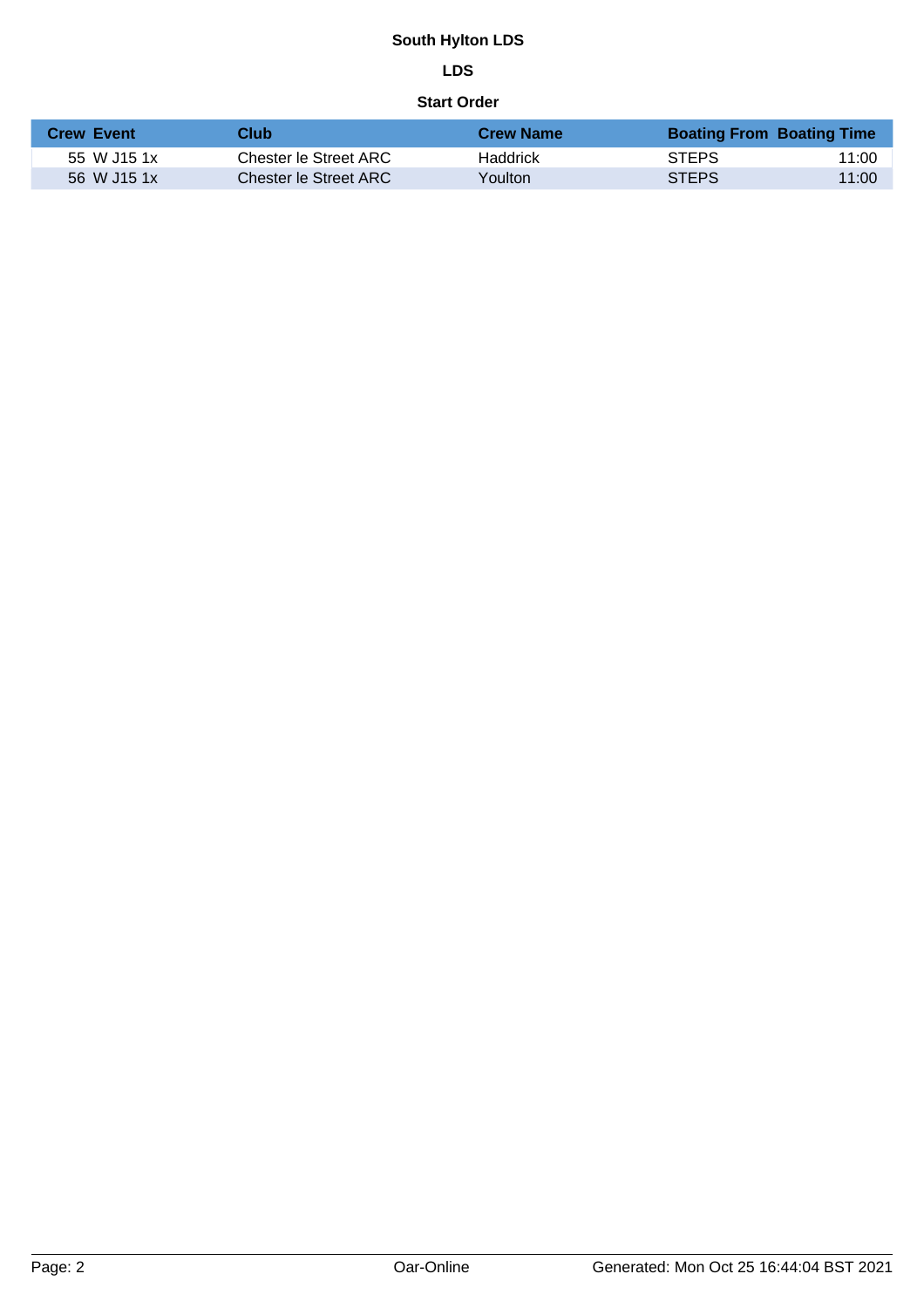**South Hylton LDS**

**LDS**

**Start Order**

| Crew | Event | Club | Crew Name | Boating From | Boating Time |
|---|---|---|---|---|---|
| 55 | W J15 1x | Chester le Street ARC | Haddrick | STEPS | 11:00 |
| 56 | W J15 1x | Chester le Street ARC | Youlton | STEPS | 11:00 |